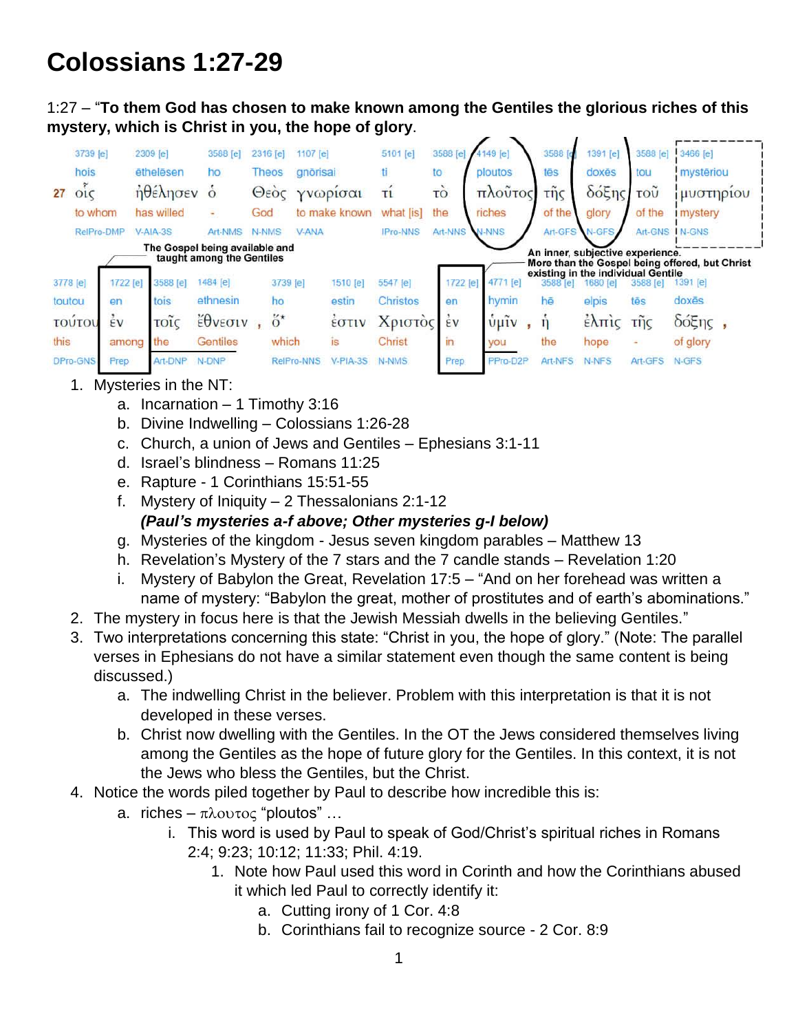# Colossians 1:27-29

1:27 – "**To them God has chosen to make known among the Gentiles the glorious riches of this mystery, which is Christ in you, the hope of glory**.

| | 3739 [e] | 2309 [e] | 3588 [e] | 2316 [e] | 1107 [e] | 5101 [e] | 3588 [e] | 4149 [e] | 3588 [e] | 1391 [e] | 3588 [e] | 3466 [e] |
|---|---|---|---|---|---|---|---|---|---|---|---|---|
| | hois | ēthelēsen | ho | Theos | gnōrisai | ti | to | ploutos | tēs | doxēs | tou | mystēriou |
| 27 | οἷς | ἠθέλησεν | ὁ | Θεὸς | γνωρίσαι | τί | τὸ | πλοῦτος | τῆς | δόξης | τοῦ | μυστηρίου |
| | to whom | has willed | - | God | to make known | what [is] | the | riches | of the | glory | of the | mystery |
| | RelPro-DMP | V-AIA-3S | Art-NMS | N-NMS | V-ANA | IPro-NNS | Art-NNS | N-NNS | Art-GFS | N-GFS | Art-GNS | N-GNS |

| 3778 [e] | 1722 [e] | 3588 [e] | 1484 [e] | 3739 [e] | 1510 [e] | 5547 [e] | 1722 [e] | 4771 [e] | 3588 [e] | 1680 [e] | 3588 [e] | 1391 [e] |
|---|---|---|---|---|---|---|---|---|---|---|---|---|
| toutou | en | tois | ethnesin | ho | estin | Christos | en | hymin | hē | elpis | tēs | doxēs |
| τούτου | ἐν | τοῖς | ἔθνεσιν , | ὅ* | ἐστιν | Χριστὸς | ἐν | ὑμῖν , | ἡ | ἐλπὶς | τῆς | δόξης , |
| this | among | the | Gentiles | which | is | Christ | in | you | the | hope | - | of glory |
| DPro-GNS | Prep | Art-DNP | N-DNP | RelPro-NNS | V-PIA-3S | N-NMS | Prep | PPro-D2P | Art-NFS | N-NFS | Art-GFS | N-GFS |

**The Gospel being available and taught among the Gentiles**

**An inner, subjective experience. More than the Gospel being offered, but Christ existing in the individual Gentile**

1. Mysteries in the NT:
   a. Incarnation – 1 Timothy 3:16
   b. Divine Indwelling – Colossians 1:26-28
   c. Church, a union of Jews and Gentiles – Ephesians 3:1-11
   d. Israel's blindness – Romans 11:25
   e. Rapture - 1 Corinthians 15:51-55
   f. Mystery of Iniquity – 2 Thessalonians 2:1-12
   ***(Paul's mysteries a-f above; Other mysteries g-I below)***
   g. Mysteries of the kingdom - Jesus seven kingdom parables – Matthew 13
   h. Revelation's Mystery of the 7 stars and the 7 candle stands – Revelation 1:20
   i. Mystery of Babylon the Great, Revelation 17:5 – "And on her forehead was written a name of mystery: "Babylon the great, mother of prostitutes and of earth's abominations."
2. The mystery in focus here is that the Jewish Messiah dwells in the believing Gentiles."
3. Two interpretations concerning this state: "Christ in you, the hope of glory." (Note: The parallel verses in Ephesians do not have a similar statement even though the same content is being discussed.)
   a. The indwelling Christ in the believer. Problem with this interpretation is that it is not developed in these verses.
   b. Christ now dwelling with the Gentiles. In the OT the Jews considered themselves living among the Gentiles as the hope of future glory for the Gentiles. In this context, it is not the Jews who bless the Gentiles, but the Christ.
4. Notice the words piled together by Paul to describe how incredible this is:
   a. riches – πλουτος "ploutos" …
      i. This word is used by Paul to speak of God/Christ's spiritual riches in Romans 2:4; 9:23; 10:12; 11:33; Phil. 4:19.
         1. Note how Paul used this word in Corinth and how the Corinthians abused it which led Paul to correctly identify it:
            a. Cutting irony of 1 Cor. 4:8
            b. Corinthians fail to recognize source - 2 Cor. 8:9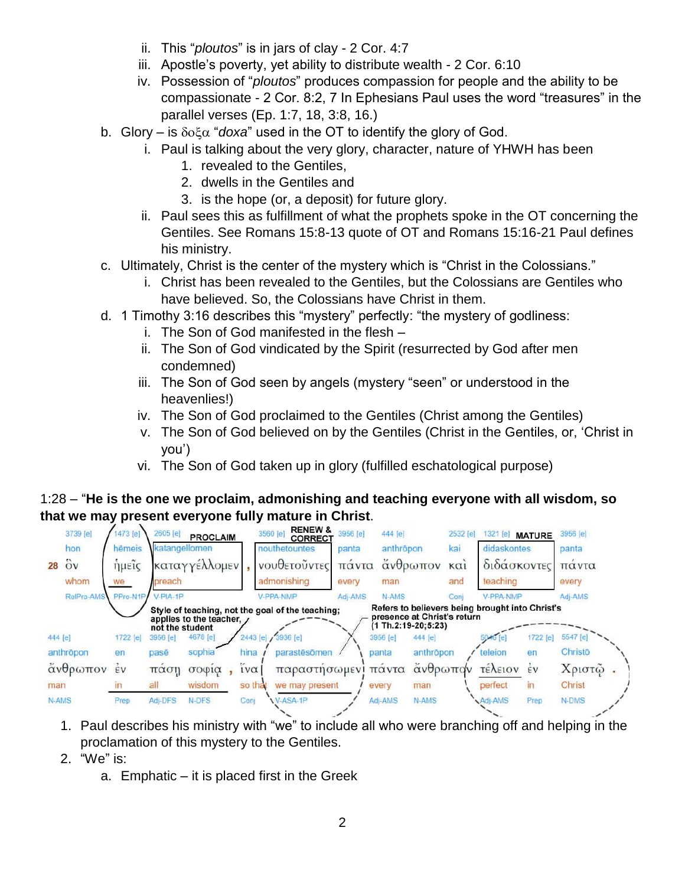ii. This "*ploutos*" is in jars of clay - 2 Cor. 4:7

iii. Apostle's poverty, yet ability to distribute wealth - 2 Cor. 6:10

iv. Possession of "*ploutos*" produces compassion for people and the ability to be compassionate - 2 Cor. 8:2, 7 In Ephesians Paul uses the word "treasures" in the parallel verses (Ep. 1:7, 18, 3:8, 16.)

b. Glory – is δοξα "*doxa*" used in the OT to identify the glory of God.

   i. Paul is talking about the very glory, character, nature of YHWH has been
      1. revealed to the Gentiles,
      2. dwells in the Gentiles and
      3. is the hope (or, a deposit) for future glory.

   ii. Paul sees this as fulfillment of what the prophets spoke in the OT concerning the Gentiles. See Romans 15:8-13 quote of OT and Romans 15:16-21 Paul defines his ministry.

c. Ultimately, Christ is the center of the mystery which is "Christ in the Colossians."

   i. Christ has been revealed to the Gentiles, but the Colossians are Gentiles who have believed. So, the Colossians have Christ in them.

d. 1 Timothy 3:16 describes this "mystery" perfectly: "the mystery of godliness:

   i. The Son of God manifested in the flesh –
   ii. The Son of God vindicated by the Spirit (resurrected by God after men condemned)
   iii. The Son of God seen by angels (mystery "seen" or understood in the heavenlies!)
   iv. The Son of God proclaimed to the Gentiles (Christ among the Gentiles)
   v. The Son of God believed on by the Gentiles (Christ in the Gentiles, or, 'Christ in you')
   vi. The Son of God taken up in glory (fulfilled eschatological purpose)

1:28 – "**He is the one we proclaim, admonishing and teaching everyone with all wisdom, so that we may present everyone fully mature in Christ**.

| 3739 [e] | 1473 [e] | 2605 [e] PROCLAIM | | 3560 [e] RENEW & CORRECT | 3956 [e] | 444 [e] | 2532 [e] | 1321 [e] MATURE | 3956 [e] |
|---|---|---|---|---|---|---|---|---|---|
| hon | hēmeis | katangellomen | | nouthetountes | panta | anthrōpon | kai | didaskontes | panta |
| 28 ὃν | ἡμεῖς | καταγγέλλομεν | , | νουθετοῦντες | πάντα | ἄνθρωπον | καὶ | διδάσκοντες | πάντα |
| whom | we | preach | | admonishing | every | man | and | teaching | every |
| RelPro-AMS | PPro-N1P | V-PIA-1P | | V-PPA-NMP | Adj-AMS | N-AMS | Conj | V-PPA-NMP | Adj-AMS |

Style of teaching, not the goal of the teaching; applies to the teacher, not the student

Refers to believers being brought into Christ's presence at Christ's return (1 Th.2:19-20;5:23)

| 444 [e] | 1722 [e] | 3956 [e] | 4678 [e] | | 2443 [e] | 3936 [e] | 3956 [e] | 444 [e] | 5046 [e] | 1722 [e] | 5547 [e] | |
|---|---|---|---|---|---|---|---|---|---|---|---|---|
| anthrōpon | en | pasē | sophia | | hina | parastēsōmen | panta | anthrōpon | teleion | en | Christō | |
| ἄνθρωπον | ἐν | πάσῃ | σοφίᾳ | , | ἵνα | παραστήσωμεν | πάντα | ἄνθρωπον | τέλειον | ἐν | Χριστῷ | . |
| man | in | all | wisdom | | so that | we may present | every | man | perfect | in | Christ | |
| N-AMS | Prep | Adj-DFS | N-DFS | | Conj | V-ASA-1P | Adj-AMS | N-AMS | Adj-AMS | Prep | N-DMS | |

1. Paul describes his ministry with "we" to include all who were branching off and helping in the proclamation of this mystery to the Gentiles.
2. "We" is:
   a. Emphatic – it is placed first in the Greek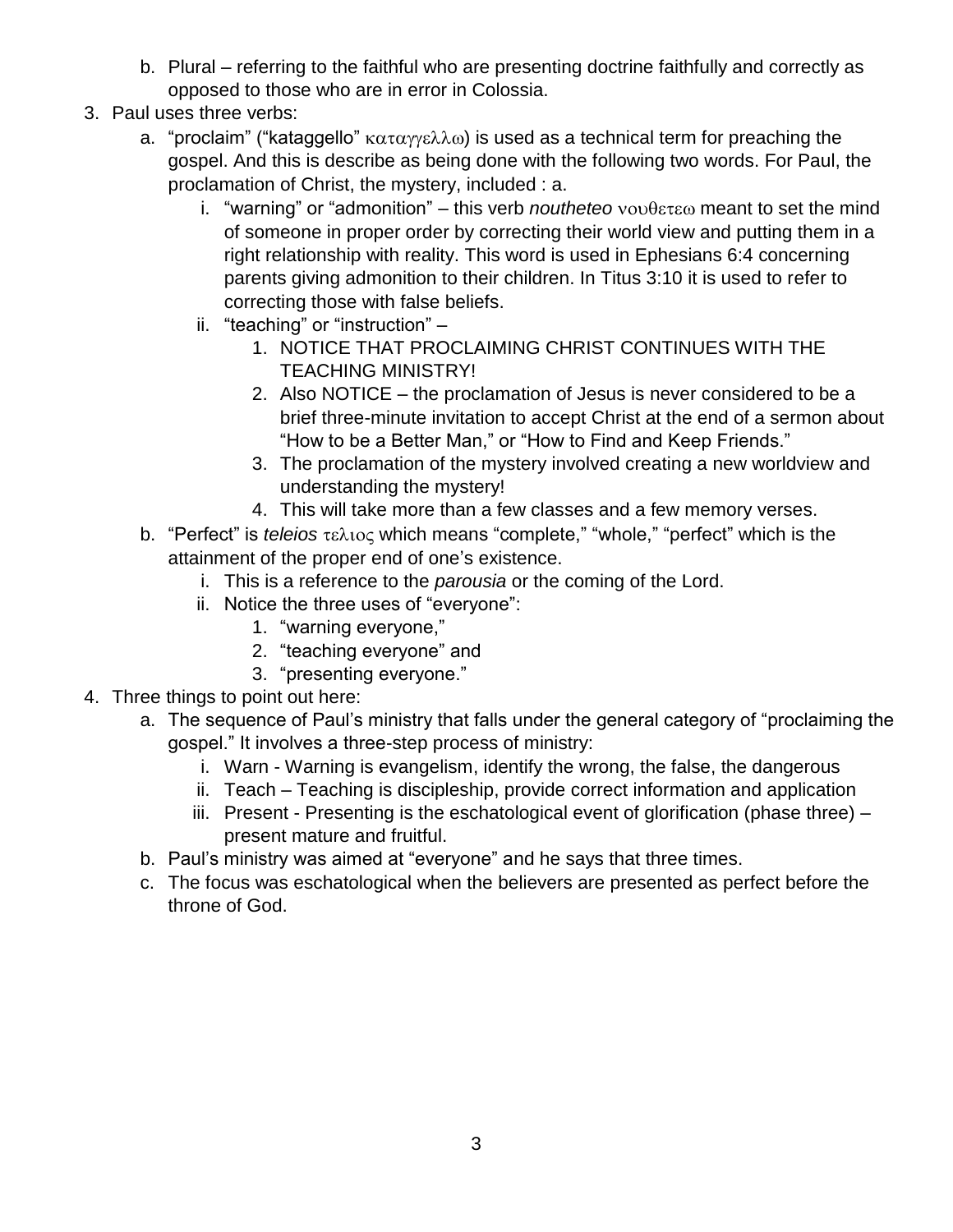b. Plural – referring to the faithful who are presenting doctrine faithfully and correctly as opposed to those who are in error in Colossia.

3. Paul uses three verbs:
   a. "proclaim" ("kataggello" καταγγελλω) is used as a technical term for preaching the gospel. And this is describe as being done with the following two words. For Paul, the proclamation of Christ, the mystery, included : a.
      i. "warning" or "admonition" – this verb *noutheteo* νουθετεω meant to set the mind of someone in proper order by correcting their world view and putting them in a right relationship with reality. This word is used in Ephesians 6:4 concerning parents giving admonition to their children. In Titus 3:10 it is used to refer to correcting those with false beliefs.
      ii. "teaching" or "instruction" –
         1. NOTICE THAT PROCLAIMING CHRIST CONTINUES WITH THE TEACHING MINISTRY!
         2. Also NOTICE – the proclamation of Jesus is never considered to be a brief three-minute invitation to accept Christ at the end of a sermon about "How to be a Better Man," or "How to Find and Keep Friends."
         3. The proclamation of the mystery involved creating a new worldview and understanding the mystery!
         4. This will take more than a few classes and a few memory verses.
   b. "Perfect" is *teleios* τελιος which means "complete," "whole," "perfect" which is the attainment of the proper end of one's existence.
      i. This is a reference to the *parousia* or the coming of the Lord.
      ii. Notice the three uses of "everyone":
         1. "warning everyone,"
         2. "teaching everyone" and
         3. "presenting everyone."

4. Three things to point out here:
   a. The sequence of Paul's ministry that falls under the general category of "proclaiming the gospel." It involves a three-step process of ministry:
      i. Warn - Warning is evangelism, identify the wrong, the false, the dangerous
      ii. Teach – Teaching is discipleship, provide correct information and application
      iii. Present - Presenting is the eschatological event of glorification (phase three) – present mature and fruitful.
   b. Paul's ministry was aimed at "everyone" and he says that three times.
   c. The focus was eschatological when the believers are presented as perfect before the throne of God.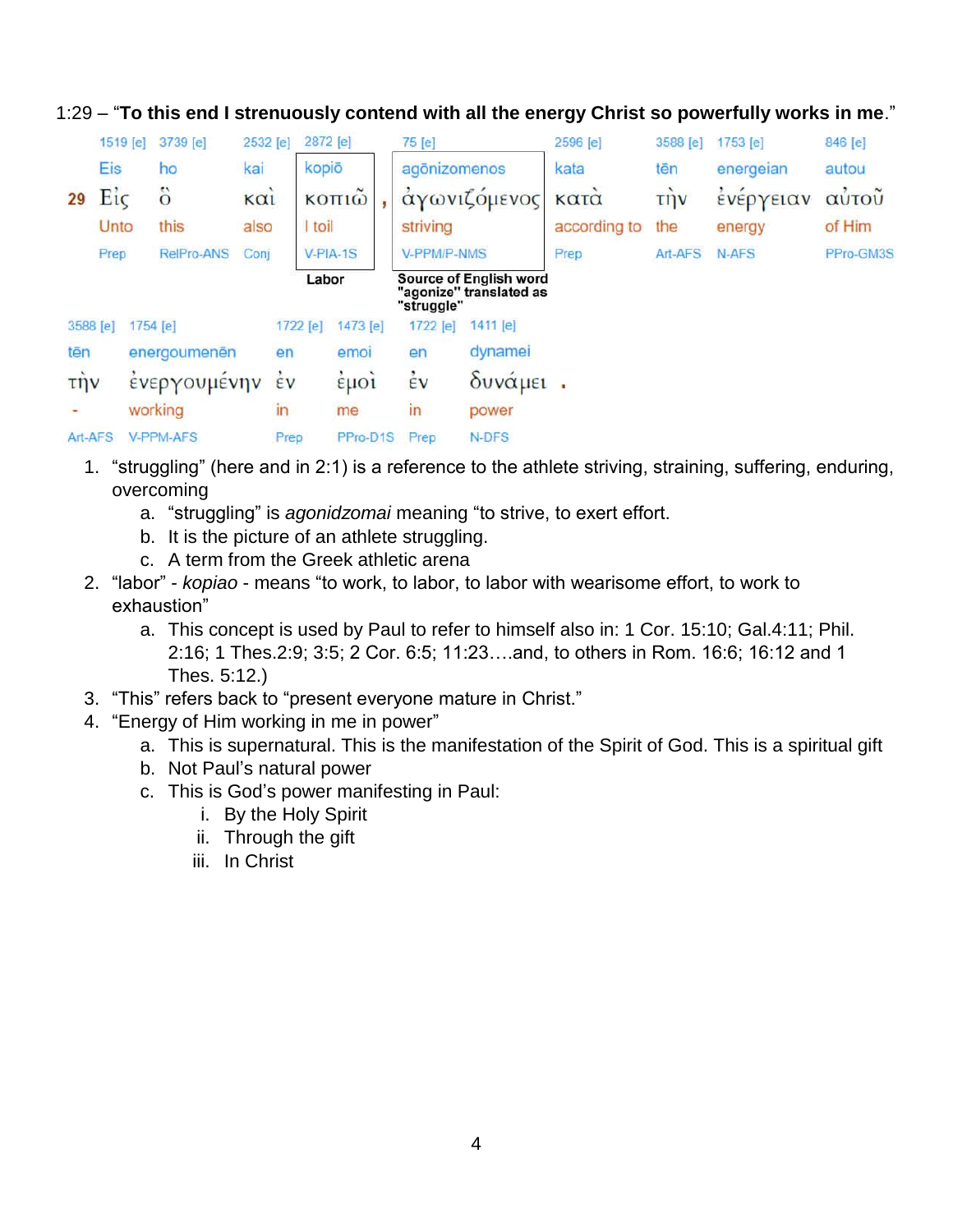1:29 – "**To this end I strenuously contend with all the energy Christ so powerfully works in me**."

| | | | | | | | | | |
|---|---|---|---|---|---|---|---|---|---|
| | 1519 [e] | 3739 [e] | 2532 [e] | 2872 [e] | 75 [e] | 2596 [e] | 3588 [e] | 1753 [e] | 846 [e] |
| | Eis | ho | kai | kopiō | agōnizomenos | kata | tēn | energeian | autou |
| 29 | Εἰς | ὃ | καὶ | κοπιῶ , | ἀγωνιζόμενος | κατὰ | τὴν | ἐνέργειαν | αὐτοῦ |
| | Unto | this | also | I toil | striving | according to | the | energy | of Him |
| | Prep | RelPro-ANS | Conj | V-PIA-1S | V-PPM/P-NMS | Prep | Art-AFS | N-AFS | PPro-GM3S |
| | | | | Labor | Source of English word "agonize" translated as "struggle" | | | | |

| | | | | | |
|---|---|---|---|---|---|
| 3588 [e] | 1754 [e] | 1722 [e] | 1473 [e] | 1722 [e] | 1411 [e] |
| tēn | energoumenēn | en | emoi | en | dynamei |
| τὴν | ἐνεργουμένην | ἐν | ἐμοὶ | ἐν | δυνάμει . |
| - | working | in | me | in | power |
| Art-AFS | V-PPM-AFS | Prep | PPro-D1S | Prep | N-DFS |

1. "struggling" (here and in 2:1) is a reference to the athlete striving, straining, suffering, enduring, overcoming
   a. "struggling" is *agonidzomai* meaning "to strive, to exert effort.
   b. It is the picture of an athlete struggling.
   c. A term from the Greek athletic arena
2. "labor" - *kopiao* - means "to work, to labor, to labor with wearisome effort, to work to exhaustion"
   a. This concept is used by Paul to refer to himself also in: 1 Cor. 15:10; Gal.4:11; Phil. 2:16; 1 Thes.2:9; 3:5; 2 Cor. 6:5; 11:23….and, to others in Rom. 16:6; 16:12 and 1 Thes. 5:12.)
3. "This" refers back to "present everyone mature in Christ."
4. "Energy of Him working in me in power"
   a. This is supernatural. This is the manifestation of the Spirit of God. This is a spiritual gift
   b. Not Paul's natural power
   c. This is God's power manifesting in Paul:
      i. By the Holy Spirit
      ii. Through the gift
      iii. In Christ